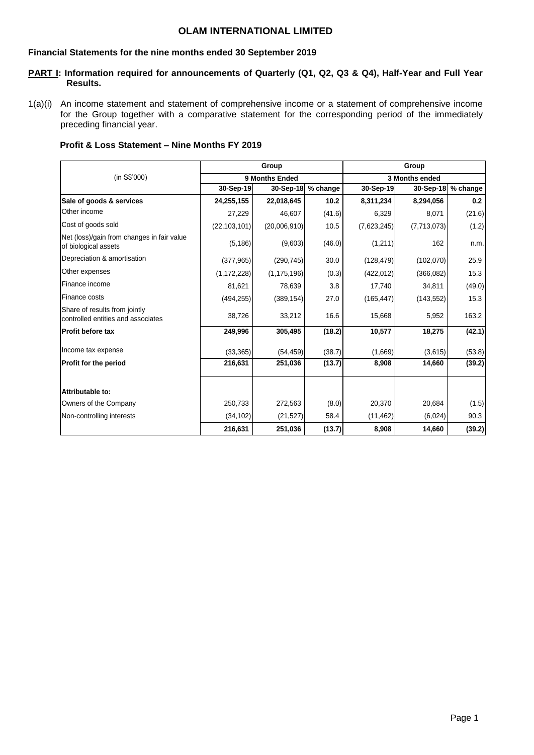# OLAM INTERNATIONAL LIMITED

**Financial Statements for the nine months ended 30 September 2019**

**PART I: Information required for announcements of Quarterly (Q1, Q2, Q3 & Q4), Half-Year and Full Year Results.**

1(a)(i) An income statement and statement of comprehensive income or a statement of comprehensive income for the Group together with a comparative statement for the corresponding period of the immediately preceding financial year.

**Profit & Loss Statement – Nine Months FY 2019**

| (in S$'000) | Group | | | Group | | |
|---|---|---|---|---|---|---|
| | 9 Months Ended | | | 3 Months ended | | |
| | 30-Sep-19 | 30-Sep-18 | % change | 30-Sep-19 | 30-Sep-18 | % change |
| **Sale of goods & services** | **24,255,155** | **22,018,645** | **10.2** | **8,311,234** | **8,294,056** | **0.2** |
| Other income | 27,229 | 46,607 | (41.6) | 6,329 | 8,071 | (21.6) |
| Cost of goods sold | (22,103,101) | (20,006,910) | 10.5 | (7,623,245) | (7,713,073) | (1.2) |
| Net (loss)/gain from changes in fair value of biological assets | (5,186) | (9,603) | (46.0) | (1,211) | 162 | n.m. |
| Depreciation & amortisation | (377,965) | (290,745) | 30.0 | (128,479) | (102,070) | 25.9 |
| Other expenses | (1,172,228) | (1,175,196) | (0.3) | (422,012) | (366,082) | 15.3 |
| Finance income | 81,621 | 78,639 | 3.8 | 17,740 | 34,811 | (49.0) |
| Finance costs | (494,255) | (389,154) | 27.0 | (165,447) | (143,552) | 15.3 |
| Share of results from jointly controlled entities and associates | 38,726 | 33,212 | 16.6 | 15,668 | 5,952 | 163.2 |
| **Profit before tax** | **249,996** | **305,495** | **(18.2)** | **10,577** | **18,275** | **(42.1)** |
| Income tax expense | (33,365) | (54,459) | (38.7) | (1,669) | (3,615) | (53.8) |
| **Profit for the period** | **216,631** | **251,036** | **(13.7)** | **8,908** | **14,660** | **(39.2)** |
| | | | | | | |
| **Attributable to:** | | | | | | |
| Owners of the Company | 250,733 | 272,563 | (8.0) | 20,370 | 20,684 | (1.5) |
| Non-controlling interests | (34,102) | (21,527) | 58.4 | (11,462) | (6,024) | 90.3 |
| | **216,631** | **251,036** | **(13.7)** | **8,908** | **14,660** | **(39.2)** |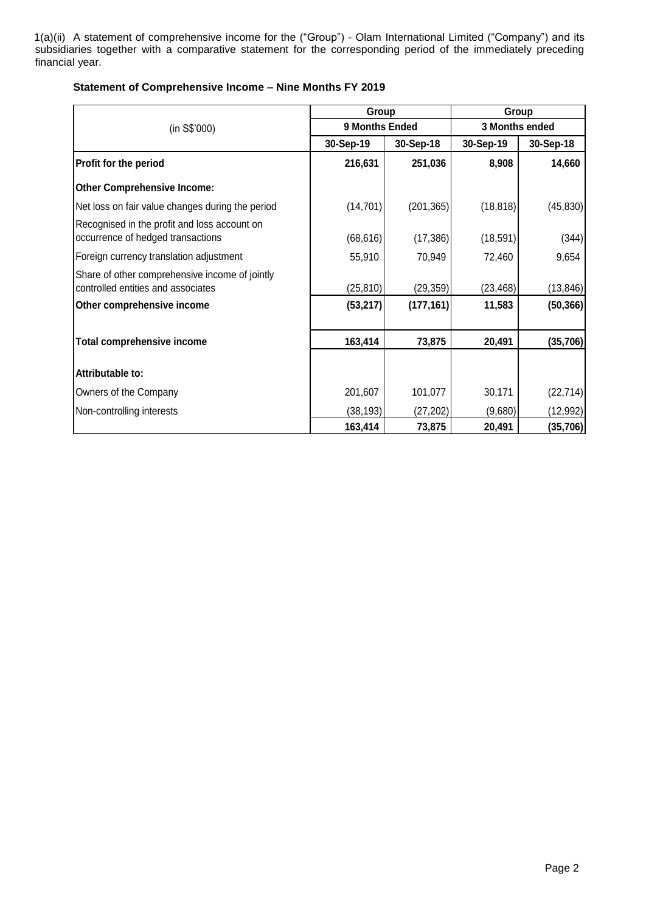1(a)(ii) A statement of comprehensive income for the ("Group") - Olam International Limited ("Company") and its subsidiaries together with a comparative statement for the corresponding period of the immediately preceding financial year.

**Statement of Comprehensive Income – Nine Months FY 2019**

| (in S$'000) | Group | | Group | |
|---|---|---|---|---|
| | 9 Months Ended | | 3 Months ended | |
| | 30-Sep-19 | 30-Sep-18 | 30-Sep-19 | 30-Sep-18 |
| **Profit for the period** | **216,631** | **251,036** | **8,908** | **14,660** |
| **Other Comprehensive Income:** | | | | |
| Net loss on fair value changes during the period | (14,701) | (201,365) | (18,818) | (45,830) |
| Recognised in the profit and loss account on occurrence of hedged transactions | (68,616) | (17,386) | (18,591) | (344) |
| Foreign currency translation adjustment | 55,910 | 70,949 | 72,460 | 9,654 |
| Share of other comprehensive income of jointly controlled entities and associates | (25,810) | (29,359) | (23,468) | (13,846) |
| **Other comprehensive income** | **(53,217)** | **(177,161)** | **11,583** | **(50,366)** |
| **Total comprehensive income** | **163,414** | **73,875** | **20,491** | **(35,706)** |
| **Attributable to:** | | | | |
| Owners of the Company | 201,607 | 101,077 | 30,171 | (22,714) |
| Non-controlling interests | (38,193) | (27,202) | (9,680) | (12,992) |
| | **163,414** | **73,875** | **20,491** | **(35,706)** |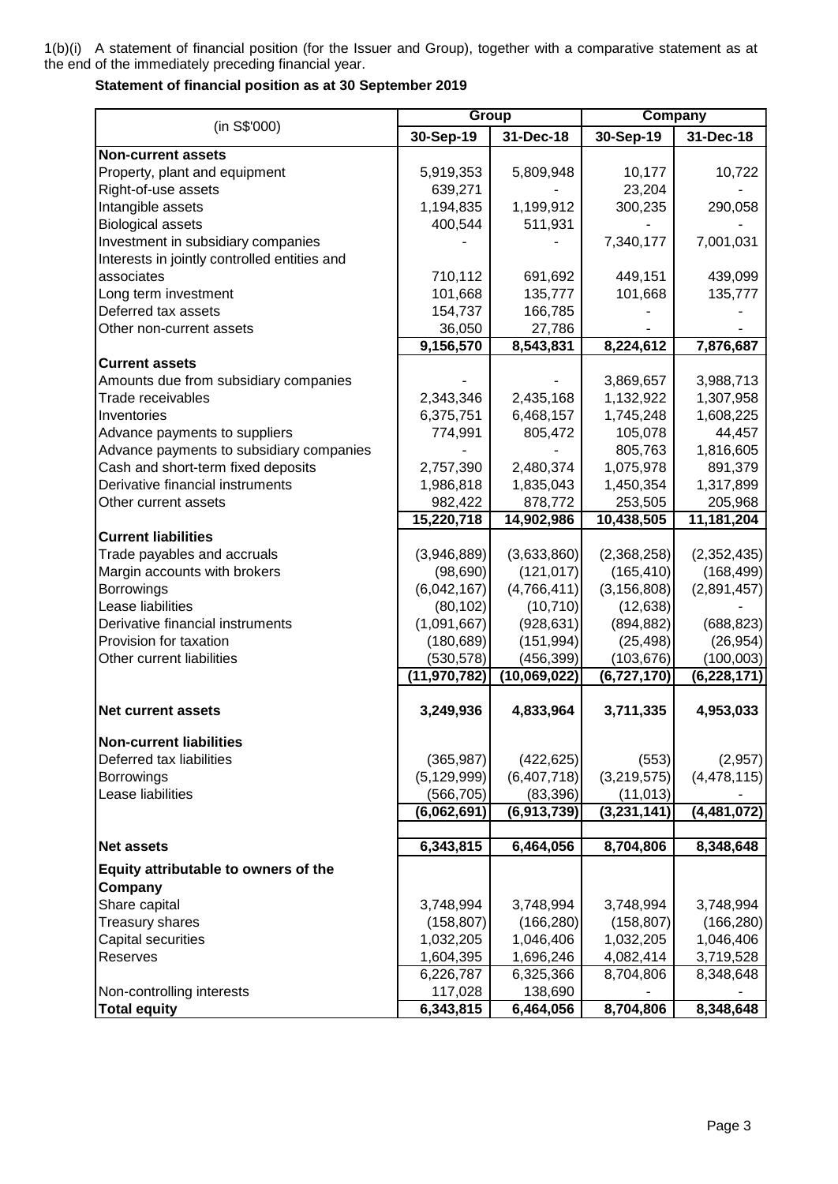1(b)(i) A statement of financial position (for the Issuer and Group), together with a comparative statement as at the end of the immediately preceding financial year.

**Statement of financial position as at 30 September 2019**

| (in S$'000) | Group | | Company | |
|---|---|---|---|---|
| | 30-Sep-19 | 31-Dec-18 | 30-Sep-19 | 31-Dec-18 |
| **Non-current assets** | | | | |
| Property, plant and equipment | 5,919,353 | 5,809,948 | 10,177 | 10,722 |
| Right-of-use assets | 639,271 | - | 23,204 | - |
| Intangible assets | 1,194,835 | 1,199,912 | 300,235 | 290,058 |
| Biological assets | 400,544 | 511,931 | - | - |
| Investment in subsidiary companies | - | - | 7,340,177 | 7,001,031 |
| Interests in jointly controlled entities and associates | 710,112 | 691,692 | 449,151 | 439,099 |
| Long term investment | 101,668 | 135,777 | 101,668 | 135,777 |
| Deferred tax assets | 154,737 | 166,785 | - | - |
| Other non-current assets | 36,050 | 27,786 | - | - |
| | **9,156,570** | **8,543,831** | **8,224,612** | **7,876,687** |
| **Current assets** | | | | |
| Amounts due from subsidiary companies | - | - | 3,869,657 | 3,988,713 |
| Trade receivables | 2,343,346 | 2,435,168 | 1,132,922 | 1,307,958 |
| Inventories | 6,375,751 | 6,468,157 | 1,745,248 | 1,608,225 |
| Advance payments to suppliers | 774,991 | 805,472 | 105,078 | 44,457 |
| Advance payments to subsidiary companies | - | - | 805,763 | 1,816,605 |
| Cash and short-term fixed deposits | 2,757,390 | 2,480,374 | 1,075,978 | 891,379 |
| Derivative financial instruments | 1,986,818 | 1,835,043 | 1,450,354 | 1,317,899 |
| Other current assets | 982,422 | 878,772 | 253,505 | 205,968 |
| | **15,220,718** | **14,902,986** | **10,438,505** | **11,181,204** |
| **Current liabilities** | | | | |
| Trade payables and accruals | (3,946,889) | (3,633,860) | (2,368,258) | (2,352,435) |
| Margin accounts with brokers | (98,690) | (121,017) | (165,410) | (168,499) |
| Borrowings | (6,042,167) | (4,766,411) | (3,156,808) | (2,891,457) |
| Lease liabilities | (80,102) | (10,710) | (12,638) | - |
| Derivative financial instruments | (1,091,667) | (928,631) | (894,882) | (688,823) |
| Provision for taxation | (180,689) | (151,994) | (25,498) | (26,954) |
| Other current liabilities | (530,578) | (456,399) | (103,676) | (100,003) |
| | **(11,970,782)** | **(10,069,022)** | **(6,727,170)** | **(6,228,171)** |
| **Net current assets** | **3,249,936** | **4,833,964** | **3,711,335** | **4,953,033** |
| **Non-current liabilities** | | | | |
| Deferred tax liabilities | (365,987) | (422,625) | (553) | (2,957) |
| Borrowings | (5,129,999) | (6,407,718) | (3,219,575) | (4,478,115) |
| Lease liabilities | (566,705) | (83,396) | (11,013) | - |
| | **(6,062,691)** | **(6,913,739)** | **(3,231,141)** | **(4,481,072)** |
| **Net assets** | **6,343,815** | **6,464,056** | **8,704,806** | **8,348,648** |
| **Equity attributable to owners of the Company** | | | | |
| Share capital | 3,748,994 | 3,748,994 | 3,748,994 | 3,748,994 |
| Treasury shares | (158,807) | (166,280) | (158,807) | (166,280) |
| Capital securities | 1,032,205 | 1,046,406 | 1,032,205 | 1,046,406 |
| Reserves | 1,604,395 | 1,696,246 | 4,082,414 | 3,719,528 |
| | 6,226,787 | 6,325,366 | 8,704,806 | 8,348,648 |
| Non-controlling interests | 117,028 | 138,690 | - | - |
| **Total equity** | **6,343,815** | **6,464,056** | **8,704,806** | **8,348,648** |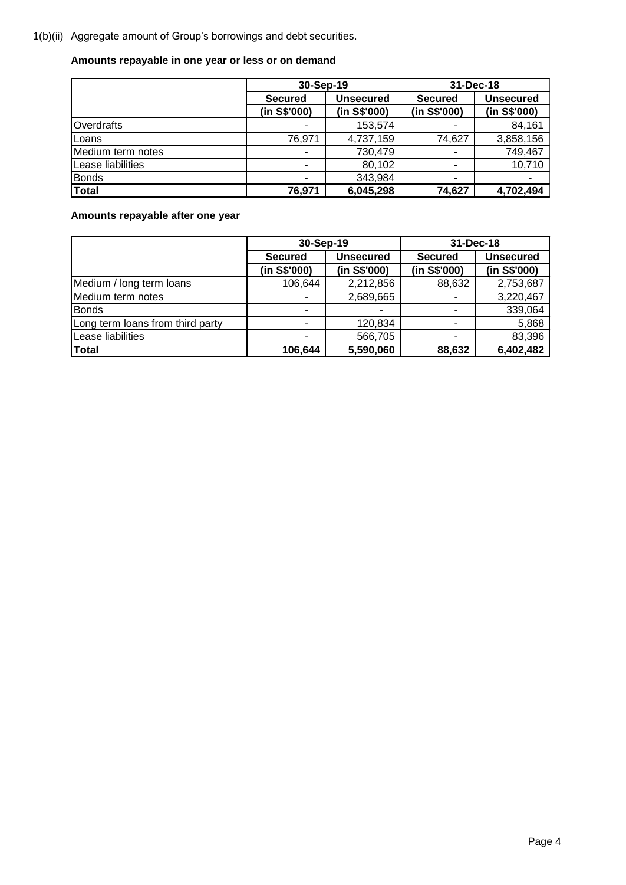1(b)(ii) Aggregate amount of Group's borrowings and debt securities.

**Amounts repayable in one year or less or on demand**

| | 30-Sep-19 | | 31-Dec-18 | |
|---|---|---|---|---|
| | **Secured** | **Unsecured** | **Secured** | **Unsecured** |
| | **(in S$'000)** | **(in S$'000)** | **(in S$'000)** | **(in S$'000)** |
| Overdrafts | - | 153,574 | - | 84,161 |
| Loans | 76,971 | 4,737,159 | 74,627 | 3,858,156 |
| Medium term notes | - | 730,479 | - | 749,467 |
| Lease liabilities | - | 80,102 | - | 10,710 |
| Bonds | - | 343,984 | - | - |
| **Total** | **76,971** | **6,045,298** | **74,627** | **4,702,494** |

**Amounts repayable after one year**

| | 30-Sep-19 | | 31-Dec-18 | |
|---|---|---|---|---|
| | **Secured** | **Unsecured** | **Secured** | **Unsecured** |
| | **(in S$'000)** | **(in S$'000)** | **(in S$'000)** | **(in S$'000)** |
| Medium / long term loans | 106,644 | 2,212,856 | 88,632 | 2,753,687 |
| Medium term notes | - | 2,689,665 | - | 3,220,467 |
| Bonds | - | - | - | 339,064 |
| Long term loans from third party | - | 120,834 | - | 5,868 |
| Lease liabilities | - | 566,705 | - | 83,396 |
| **Total** | **106,644** | **5,590,060** | **88,632** | **6,402,482** |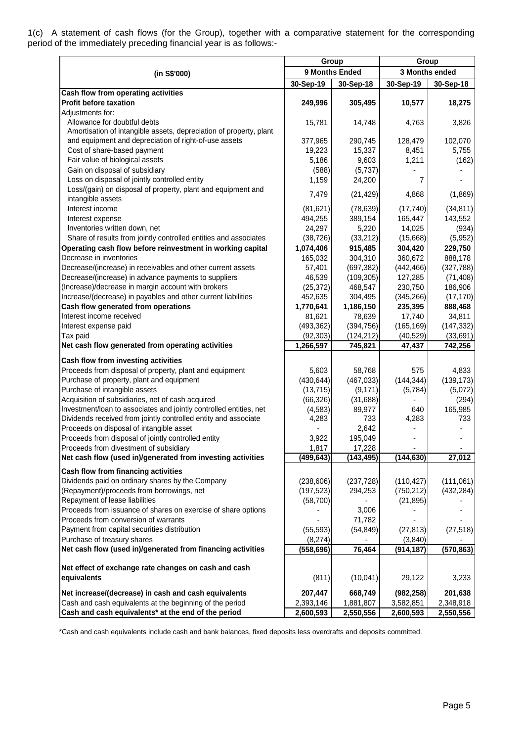1(c) A statement of cash flows (for the Group), together with a comparative statement for the corresponding period of the immediately preceding financial year is as follows:-

| (in S$'000) | Group | | Group | |
|---|---|---|---|---|
| | 9 Months Ended | | 3 Months ended | |
| | 30-Sep-19 | 30-Sep-18 | 30-Sep-19 | 30-Sep-18 |
| **Cash flow from operating activities** | | | | |
| **Profit before taxation** | **249,996** | **305,495** | **10,577** | **18,275** |
| Adjustments for: | | | | |
| Allowance for doubtful debts | 15,781 | 14,748 | 4,763 | 3,826 |
| Amortisation of intangible assets, depreciation of property, plant and equipment and depreciation of right-of-use assets | 377,965 | 290,745 | 128,479 | 102,070 |
| Cost of share-based payment | 19,223 | 15,337 | 8,451 | 5,755 |
| Fair value of biological assets | 5,186 | 9,603 | 1,211 | (162) |
| Gain on disposal of subsidiary | (588) | (5,737) | - | - |
| Loss on disposal of jointly controlled entity | 1,159 | 24,200 | 7 | - |
| Loss/(gain) on disposal of property, plant and equipment and intangible assets | 7,479 | (21,429) | 4,868 | (1,869) |
| Interest income | (81,621) | (78,639) | (17,740) | (34,811) |
| Interest expense | 494,255 | 389,154 | 165,447 | 143,552 |
| Inventories written down, net | 24,297 | 5,220 | 14,025 | (934) |
| Share of results from jointly controlled entities and associates | (38,726) | (33,212) | (15,668) | (5,952) |
| **Operating cash flow before reinvestment in working capital** | **1,074,406** | **915,485** | **304,420** | **229,750** |
| Decrease in inventories | 165,032 | 304,310 | 360,672 | 888,178 |
| Decrease/(increase) in receivables and other current assets | 57,401 | (697,382) | (442,466) | (327,788) |
| Decrease/(increase) in advance payments to suppliers | 46,539 | (109,305) | 127,285 | (71,408) |
| (Increase)/decrease in margin account with brokers | (25,372) | 468,547 | 230,750 | 186,906 |
| Increase/(decrease) in payables and other current liabilities | 452,635 | 304,495 | (345,266) | (17,170) |
| **Cash flow generated from operations** | **1,770,641** | **1,186,150** | **235,395** | **888,468** |
| Interest income received | 81,621 | 78,639 | 17,740 | 34,811 |
| Interest expense paid | (493,362) | (394,756) | (165,169) | (147,332) |
| Tax paid | (92,303) | (124,212) | (40,529) | (33,691) |
| **Net cash flow generated from operating activities** | **1,266,597** | **745,821** | **47,437** | **742,256** |
| **Cash flow from investing activities** | | | | |
| Proceeds from disposal of property, plant and equipment | 5,603 | 58,768 | 575 | 4,833 |
| Purchase of property, plant and equipment | (430,644) | (467,033) | (144,344) | (139,173) |
| Purchase of intangible assets | (13,715) | (9,171) | (5,784) | (5,072) |
| Acquisition of subsidiaries, net of cash acquired | (66,326) | (31,688) | - | (294) |
| Investment/loan to associates and jointly controlled entities, net | (4,583) | 89,977 | 640 | 165,985 |
| Dividends received from jointly controlled entity and associate | 4,283 | 733 | 4,283 | 733 |
| Proceeds on disposal of intangible asset | - | 2,642 | - | - |
| Proceeds from disposal of jointly controlled entity | 3,922 | 195,049 | - | - |
| Proceeds from divestment of subsidiary | 1,817 | 17,228 | - | - |
| **Net cash flow (used in)/generated from investing activities** | **(499,643)** | **(143,495)** | **(144,630)** | **27,012** |
| **Cash flow from financing activities** | | | | |
| Dividends paid on ordinary shares by the Company | (238,606) | (237,728) | (110,427) | (111,061) |
| (Repayment)/proceeds from borrowings, net | (197,523) | 294,253 | (750,212) | (432,284) |
| Repayment of lease liabilities | (58,700) | - | (21,895) | - |
| Proceeds from issuance of shares on exercise of share options | - | 3,006 | - | - |
| Proceeds from conversion of warrants | - | 71,782 | - | - |
| Payment from capital securities distribution | (55,593) | (54,849) | (27,813) | (27,518) |
| Purchase of treasury shares | (8,274) | - | (3,840) | - |
| **Net cash flow (used in)/generated from financing activities** | **(558,696)** | **76,464** | **(914,187)** | **(570,863)** |
| **Net effect of exchange rate changes on cash and cash equivalents** | (811) | (10,041) | 29,122 | 3,233 |
| **Net increase/(decrease) in cash and cash equivalents** | **207,447** | **668,749** | **(982,258)** | **201,638** |
| Cash and cash equivalents at the beginning of the period | 2,393,146 | 1,881,807 | 3,582,851 | 2,348,918 |
| **Cash and cash equivalents* at the end of the period** | **2,600,593** | **2,550,556** | **2,600,593** | **2,550,556** |

*Cash and cash equivalents include cash and bank balances, fixed deposits less overdrafts and deposits committed.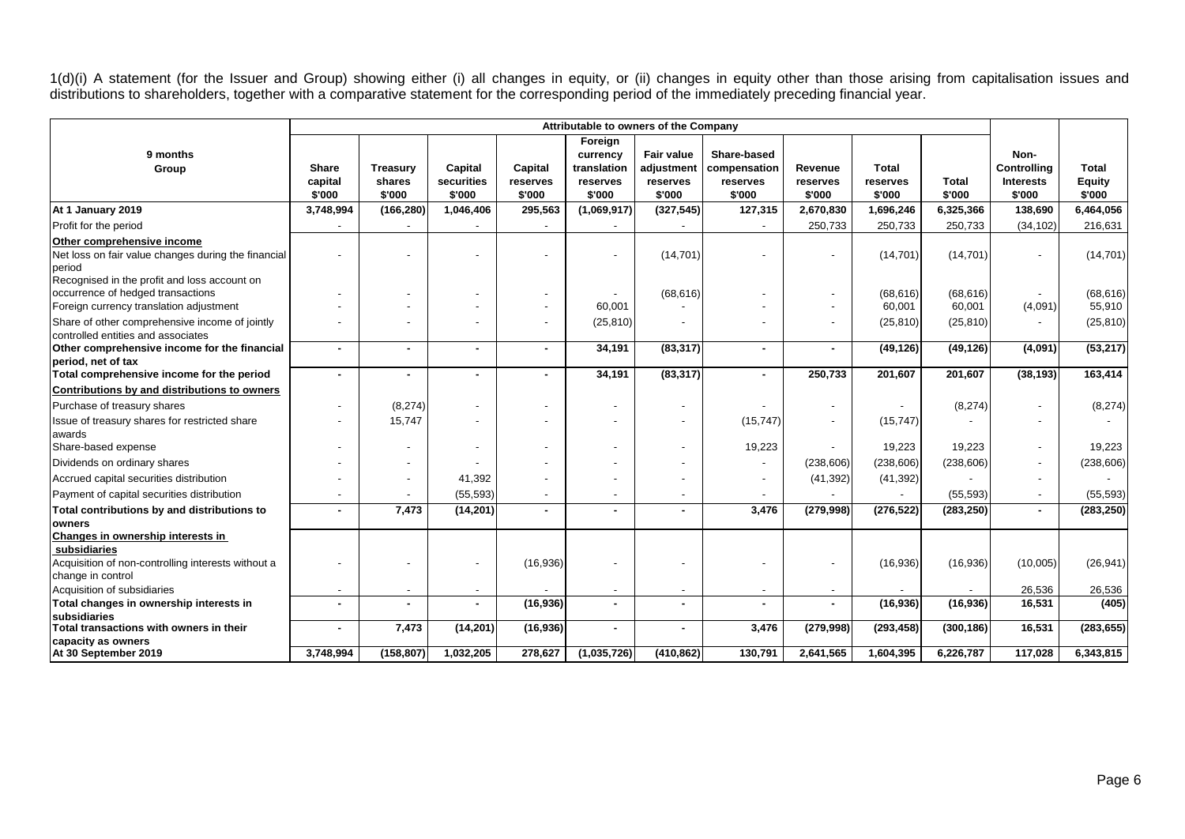1(d)(i) A statement (for the Issuer and Group) showing either (i) all changes in equity, or (ii) changes in equity other than those arising from capitalisation issues and distributions to shareholders, together with a comparative statement for the corresponding period of the immediately preceding financial year.

| 9 months Group | Attributable to owners of the Company | | | | | | | | | | | |
|---|---|---|---|---|---|---|---|---|---|---|---|---|
| | Share capital $'000 | Treasury shares $'000 | Capital securities $'000 | Capital reserves $'000 | Foreign currency translation reserves $'000 | Fair value adjustment reserves $'000 | Share-based compensation reserves $'000 | Revenue reserves $'000 | Total reserves $'000 | Total $'000 | Non-Controlling Interests $'000 | Total Equity $'000 |
| **At 1 January 2019** | **3,748,994** | **(166,280)** | **1,046,406** | **295,563** | **(1,069,917)** | **(327,545)** | **127,315** | **2,670,830** | **1,696,246** | **6,325,366** | **138,690** | **6,464,056** |
| Profit for the period | - | - | - | - | - | - | - | 250,733 | 250,733 | 250,733 | (34,102) | 216,631 |
| **Other comprehensive income** | | | | | | | | | | | | |
| Net loss on fair value changes during the financial period | - | - | - | - | - | (14,701) | - | - | (14,701) | (14,701) | - | (14,701) |
| Recognised in the profit and loss account on occurrence of hedged transactions | - | - | - | - | - | (68,616) | - | - | (68,616) | (68,616) | - | (68,616) |
| Foreign currency translation adjustment | - | - | - | - | 60,001 | - | - | - | 60,001 | 60,001 | (4,091) | 55,910 |
| Share of other comprehensive income of jointly controlled entities and associates | - | - | - | - | (25,810) | - | - | - | (25,810) | (25,810) | - | (25,810) |
| **Other comprehensive income for the financial period, net of tax** | **-** | **-** | **-** | **-** | **34,191** | **(83,317)** | **-** | **-** | **(49,126)** | **(49,126)** | **(4,091)** | **(53,217)** |
| **Total comprehensive income for the period** | **-** | **-** | **-** | **-** | **34,191** | **(83,317)** | **-** | **250,733** | **201,607** | **201,607** | **(38,193)** | **163,414** |
| **Contributions by and distributions to owners** | | | | | | | | | | | | |
| Purchase of treasury shares | - | (8,274) | - | - | - | - | - | - | - | (8,274) | - | (8,274) |
| Issue of treasury shares for restricted share awards | - | 15,747 | - | - | - | - | (15,747) | - | (15,747) | - | - | - |
| Share-based expense | - | - | - | - | - | - | 19,223 | - | 19,223 | 19,223 | - | 19,223 |
| Dividends on ordinary shares | - | - | - | - | - | - | - | (238,606) | (238,606) | (238,606) | - | (238,606) |
| Accrued capital securities distribution | - | - | 41,392 | - | - | - | - | (41,392) | (41,392) | - | - | - |
| Payment of capital securities distribution | - | - | (55,593) | - | - | - | - | - | - | (55,593) | - | (55,593) |
| **Total contributions by and distributions to owners** | **-** | **7,473** | **(14,201)** | **-** | **-** | **-** | **3,476** | **(279,998)** | **(276,522)** | **(283,250)** | **-** | **(283,250)** |
| **Changes in ownership interests in subsidiaries** | | | | | | | | | | | | |
| Acquisition of non-controlling interests without a change in control | - | - | - | (16,936) | - | - | - | - | (16,936) | (16,936) | (10,005) | (26,941) |
| Acquisition of subsidiaries | - | - | - | - | - | - | - | - | - | - | 26,536 | 26,536 |
| **Total changes in ownership interests in subsidiaries** | **-** | **-** | **-** | **(16,936)** | **-** | **-** | **-** | **-** | **(16,936)** | **(16,936)** | **16,531** | **(405)** |
| **Total transactions with owners in their capacity as owners** | **-** | **7,473** | **(14,201)** | **(16,936)** | **-** | **-** | **3,476** | **(279,998)** | **(293,458)** | **(300,186)** | **16,531** | **(283,655)** |
| **At 30 September 2019** | **3,748,994** | **(158,807)** | **1,032,205** | **278,627** | **(1,035,726)** | **(410,862)** | **130,791** | **2,641,565** | **1,604,395** | **6,226,787** | **117,028** | **6,343,815** |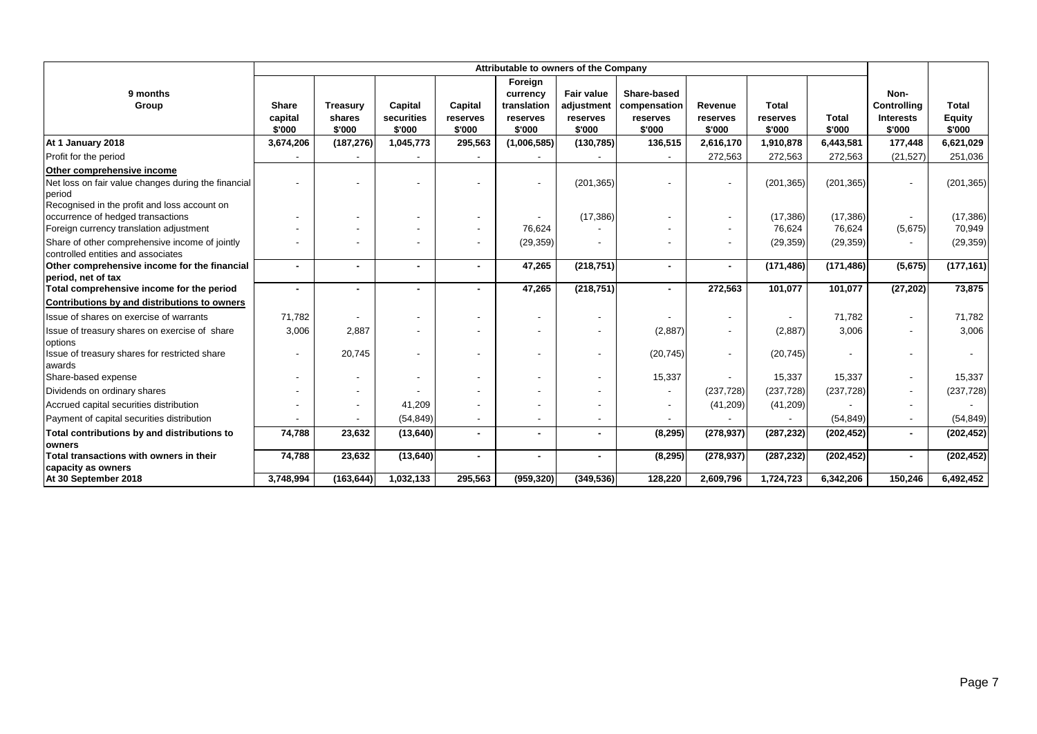| 9 months<br>Group | Attributable to owners of the Company | | | | | | | | | | | |
|---|---|---|---|---|---|---|---|---|---|---|---|---|
| | **Share capital<br>$'000** | **Treasury shares<br>$'000** | **Capital securities<br>$'000** | **Capital reserves<br>$'000** | **Foreign currency translation reserves<br>$'000** | **Fair value adjustment reserves<br>$'000** | **Share-based compensation reserves<br>$'000** | **Revenue reserves<br>$'000** | **Total reserves<br>$'000** | **Total<br>$'000** | **Non-Controlling Interests<br>$'000** | **Total Equity<br>$'000** |
| **At 1 January 2018** | **3,674,206** | **(187,276)** | **1,045,773** | **295,563** | **(1,006,585)** | **(130,785)** | **136,515** | **2,616,170** | **1,910,878** | **6,443,581** | **177,448** | **6,621,029** |
| Profit for the period | - | - | - | - | - | - | - | 272,563 | 272,563 | 272,563 | (21,527) | 251,036 |
| **Other comprehensive income** | | | | | | | | | | | | |
| Net loss on fair value changes during the financial period | - | - | - | - | - | (201,365) | - | - | (201,365) | (201,365) | - | (201,365) |
| Recognised in the profit and loss account on occurrence of hedged transactions | - | - | - | - | - | (17,386) | - | - | (17,386) | (17,386) | - | (17,386) |
| Foreign currency translation adjustment | - | - | - | - | 76,624 | - | - | - | 76,624 | 76,624 | (5,675) | 70,949 |
| Share of other comprehensive income of jointly controlled entities and associates | - | - | - | - | (29,359) | - | - | - | (29,359) | (29,359) | - | (29,359) |
| **Other comprehensive income for the financial period, net of tax** | **-** | **-** | **-** | **-** | **47,265** | **(218,751)** | **-** | **-** | **(171,486)** | **(171,486)** | **(5,675)** | **(177,161)** |
| **Total comprehensive income for the period** | **-** | **-** | **-** | **-** | **47,265** | **(218,751)** | **-** | **272,563** | **101,077** | **101,077** | **(27,202)** | **73,875** |
| **Contributions by and distributions to owners** | | | | | | | | | | | | |
| Issue of shares on exercise of warrants | 71,782 | - | - | - | - | - | - | - | - | 71,782 | - | 71,782 |
| Issue of treasury shares on exercise of share options | 3,006 | 2,887 | - | - | - | - | (2,887) | - | (2,887) | 3,006 | - | 3,006 |
| Issue of treasury shares for restricted share awards | - | 20,745 | - | - | - | - | (20,745) | - | (20,745) | - | - | - |
| Share-based expense | - | - | - | - | - | - | 15,337 | - | 15,337 | 15,337 | - | 15,337 |
| Dividends on ordinary shares | - | - | - | - | - | - | - | (237,728) | (237,728) | (237,728) | - | (237,728) |
| Accrued capital securities distribution | - | - | 41,209 | - | - | - | - | (41,209) | (41,209) | - | - | - |
| Payment of capital securities distribution | - | - | (54,849) | - | - | - | - | - | - | (54,849) | - | (54,849) |
| **Total contributions by and distributions to owners** | **74,788** | **23,632** | **(13,640)** | **-** | **-** | **-** | **(8,295)** | **(278,937)** | **(287,232)** | **(202,452)** | **-** | **(202,452)** |
| **Total transactions with owners in their capacity as owners** | **74,788** | **23,632** | **(13,640)** | **-** | **-** | **-** | **(8,295)** | **(278,937)** | **(287,232)** | **(202,452)** | **-** | **(202,452)** |
| **At 30 September 2018** | **3,748,994** | **(163,644)** | **1,032,133** | **295,563** | **(959,320)** | **(349,536)** | **128,220** | **2,609,796** | **1,724,723** | **6,342,206** | **150,246** | **6,492,452** |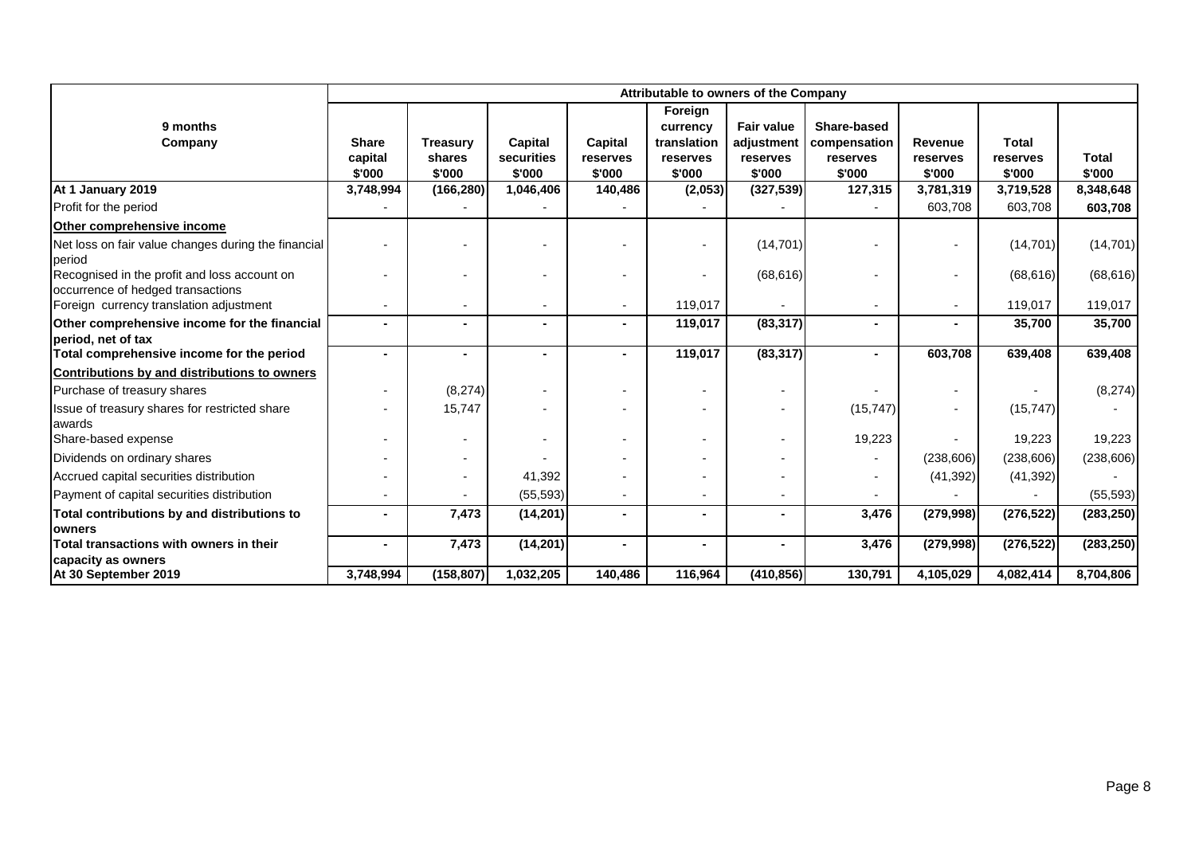| 9 months<br>Company | Attributable to owners of the Company | | | | | | | | | |
|---|---|---|---|---|---|---|---|---|---|---|
| | **Share capital<br>$'000** | **Treasury shares<br>$'000** | **Capital securities<br>$'000** | **Capital reserves<br>$'000** | **Foreign currency translation reserves<br>$'000** | **Fair value adjustment reserves<br>$'000** | **Share-based compensation reserves<br>$'000** | **Revenue reserves<br>$'000** | **Total reserves<br>$'000** | **Total<br>$'000** |
| **At 1 January 2019** | **3,748,994** | **(166,280)** | **1,046,406** | **140,486** | **(2,053)** | **(327,539)** | **127,315** | **3,781,319** | **3,719,528** | **8,348,648** |
| Profit for the period | - | - | - | - | - | - | - | 603,708 | 603,708 | **603,708** |
| **Other comprehensive income** | | | | | | | | | | |
| Net loss on fair value changes during the financial period | - | - | - | - | - | (14,701) | - | - | (14,701) | (14,701) |
| Recognised in the profit and loss account on occurrence of hedged transactions | - | - | - | - | - | (68,616) | - | - | (68,616) | (68,616) |
| Foreign currency translation adjustment | - | - | - | - | 119,017 | - | - | - | 119,017 | 119,017 |
| **Other comprehensive income for the financial period, net of tax** | **-** | **-** | **-** | **-** | **119,017** | **(83,317)** | **-** | **-** | **35,700** | **35,700** |
| **Total comprehensive income for the period** | **-** | **-** | **-** | **-** | **119,017** | **(83,317)** | **-** | **603,708** | **639,408** | **639,408** |
| **Contributions by and distributions to owners** | | | | | | | | | | |
| Purchase of treasury shares | - | (8,274) | - | - | - | - | - | - | - | (8,274) |
| Issue of treasury shares for restricted share awards | - | 15,747 | - | - | - | - | (15,747) | - | (15,747) | - |
| Share-based expense | - | - | - | - | - | - | 19,223 | - | 19,223 | 19,223 |
| Dividends on ordinary shares | - | - | - | - | - | - | - | (238,606) | (238,606) | (238,606) |
| Accrued capital securities distribution | - | - | 41,392 | - | - | - | - | (41,392) | (41,392) | - |
| Payment of capital securities distribution | - | - | (55,593) | - | - | - | - | - | - | (55,593) |
| **Total contributions by and distributions to owners** | **-** | **7,473** | **(14,201)** | **-** | **-** | **-** | **3,476** | **(279,998)** | **(276,522)** | **(283,250)** |
| **Total transactions with owners in their capacity as owners** | **-** | **7,473** | **(14,201)** | **-** | **-** | **-** | **3,476** | **(279,998)** | **(276,522)** | **(283,250)** |
| **At 30 September 2019** | **3,748,994** | **(158,807)** | **1,032,205** | **140,486** | **116,964** | **(410,856)** | **130,791** | **4,105,029** | **4,082,414** | **8,704,806** |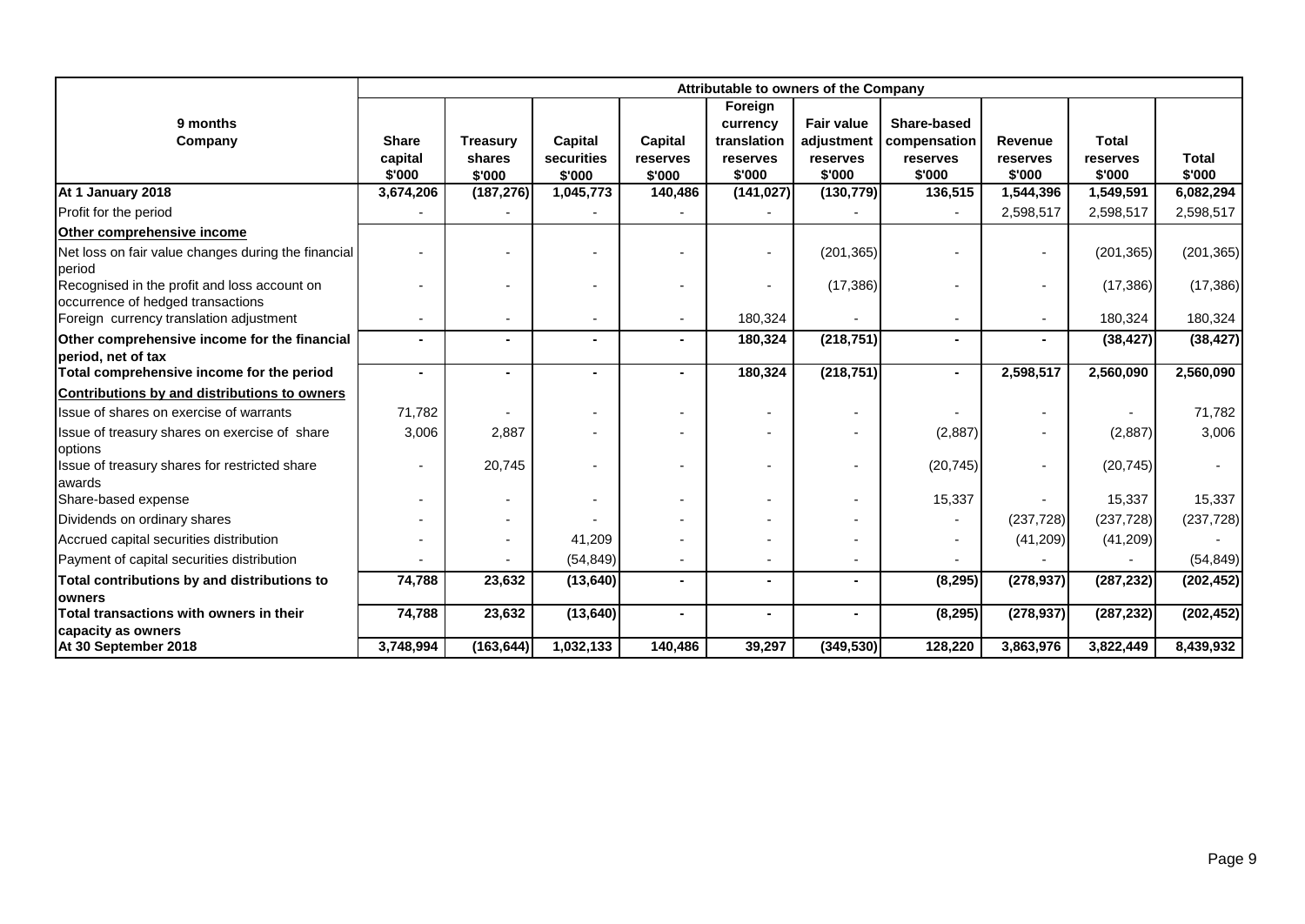| 9 months<br>Company | Attributable to owners of the Company | | | | | | | | | |
|---|---|---|---|---|---|---|---|---|---|---|
| | **Share capital $'000** | **Treasury shares $'000** | **Capital securities $'000** | **Capital reserves $'000** | **Foreign currency translation reserves $'000** | **Fair value adjustment reserves $'000** | **Share-based compensation reserves $'000** | **Revenue reserves $'000** | **Total reserves $'000** | **Total $'000** |
| **At 1 January 2018** | **3,674,206** | **(187,276)** | **1,045,773** | **140,486** | **(141,027)** | **(130,779)** | **136,515** | **1,544,396** | **1,549,591** | **6,082,294** |
| Profit for the period | - | - | - | - | - | - | - | 2,598,517 | 2,598,517 | 2,598,517 |
| **Other comprehensive income** | | | | | | | | | | |
| Net loss on fair value changes during the financial period | - | - | - | - | - | (201,365) | - | - | (201,365) | (201,365) |
| Recognised in the profit and loss account on occurrence of hedged transactions | - | - | - | - | - | (17,386) | - | - | (17,386) | (17,386) |
| Foreign currency translation adjustment | - | - | - | - | 180,324 | - | - | - | 180,324 | 180,324 |
| **Other comprehensive income for the financial period, net of tax** | **-** | **-** | **-** | **-** | **180,324** | **(218,751)** | **-** | **-** | **(38,427)** | **(38,427)** |
| **Total comprehensive income for the period** | **-** | **-** | **-** | **-** | **180,324** | **(218,751)** | **-** | **2,598,517** | **2,560,090** | **2,560,090** |
| **Contributions by and distributions to owners** | | | | | | | | | | |
| Issue of shares on exercise of warrants | 71,782 | - | - | - | - | - | - | - | - | 71,782 |
| Issue of treasury shares on exercise of share options | 3,006 | 2,887 | - | - | - | - | (2,887) | - | (2,887) | 3,006 |
| Issue of treasury shares for restricted share awards | - | 20,745 | - | - | - | - | (20,745) | - | (20,745) | - |
| Share-based expense | - | - | - | - | - | - | 15,337 | - | 15,337 | 15,337 |
| Dividends on ordinary shares | - | - | - | - | - | - | - | (237,728) | (237,728) | (237,728) |
| Accrued capital securities distribution | - | - | 41,209 | - | - | - | - | (41,209) | (41,209) | - |
| Payment of capital securities distribution | - | - | (54,849) | - | - | - | - | - | - | (54,849) |
| **Total contributions by and distributions to owners** | **74,788** | **23,632** | **(13,640)** | **-** | **-** | **-** | **(8,295)** | **(278,937)** | **(287,232)** | **(202,452)** |
| **Total transactions with owners in their capacity as owners** | **74,788** | **23,632** | **(13,640)** | **-** | **-** | **-** | **(8,295)** | **(278,937)** | **(287,232)** | **(202,452)** |
| **At 30 September 2018** | **3,748,994** | **(163,644)** | **1,032,133** | **140,486** | **39,297** | **(349,530)** | **128,220** | **3,863,976** | **3,822,449** | **8,439,932** |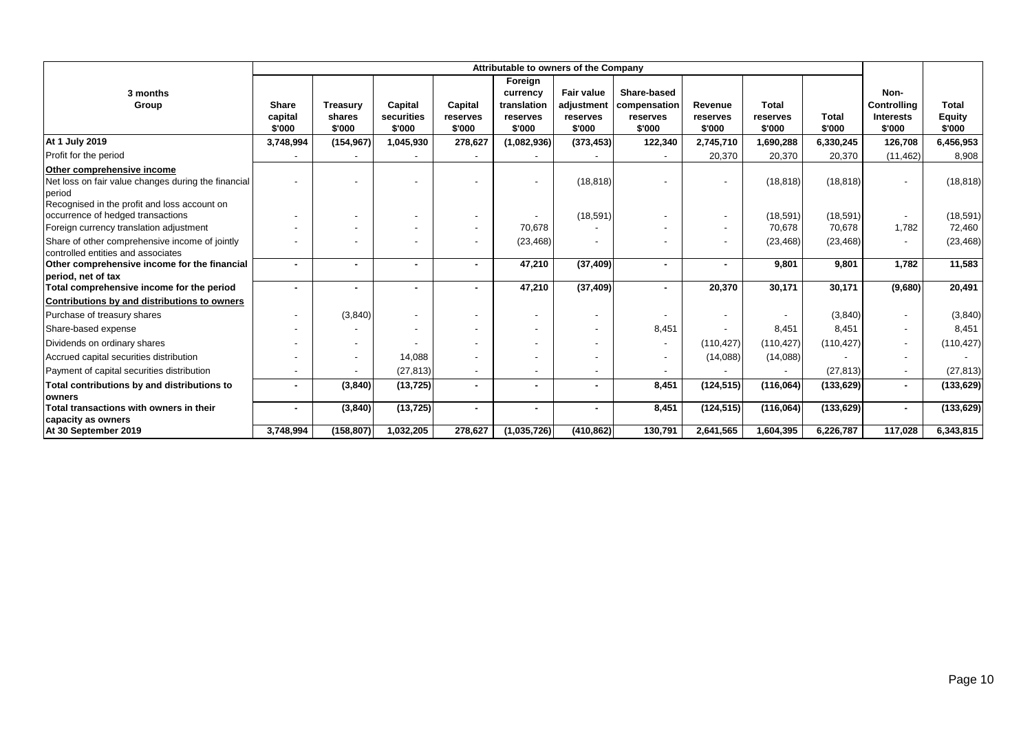| 3 months Group | Attributable to owners of the Company | | | | | | | | | | | |
|---|---|---|---|---|---|---|---|---|---|---|---|---|
| | **Share capital $'000** | **Treasury shares $'000** | **Capital securities $'000** | **Capital reserves $'000** | **Foreign currency translation reserves $'000** | **Fair value adjustment reserves $'000** | **Share-based compensation reserves $'000** | **Revenue reserves $'000** | **Total reserves $'000** | **Total $'000** | **Non-Controlling Interests $'000** | **Total Equity $'000** |
| **At 1 July 2019** | **3,748,994** | **(154,967)** | **1,045,930** | **278,627** | **(1,082,936)** | **(373,453)** | **122,340** | **2,745,710** | **1,690,288** | **6,330,245** | **126,708** | **6,456,953** |
| Profit for the period | - | - | - | - | - | - | - | 20,370 | 20,370 | 20,370 | (11,462) | 8,908 |
| **Other comprehensive income** | | | | | | | | | | | | |
| Net loss on fair value changes during the financial period | - | - | - | - | - | (18,818) | - | - | (18,818) | (18,818) | - | (18,818) |
| Recognised in the profit and loss account on occurrence of hedged transactions | - | - | - | - | - | (18,591) | - | - | (18,591) | (18,591) | - | (18,591) |
| Foreign currency translation adjustment | - | - | - | - | 70,678 | - | - | - | 70,678 | 70,678 | 1,782 | 72,460 |
| Share of other comprehensive income of jointly controlled entities and associates | - | - | - | - | (23,468) | - | - | - | (23,468) | (23,468) | - | (23,468) |
| **Other comprehensive income for the financial period, net of tax** | **-** | **-** | **-** | **-** | **47,210** | **(37,409)** | **-** | **-** | **9,801** | **9,801** | **1,782** | **11,583** |
| **Total comprehensive income for the period** | **-** | **-** | **-** | **-** | **47,210** | **(37,409)** | **-** | **20,370** | **30,171** | **30,171** | **(9,680)** | **20,491** |
| **Contributions by and distributions to owners** | | | | | | | | | | | | |
| Purchase of treasury shares | - | (3,840) | - | - | - | - | - | - | - | (3,840) | - | (3,840) |
| Share-based expense | - | - | - | - | - | - | 8,451 | - | 8,451 | 8,451 | - | 8,451 |
| Dividends on ordinary shares | - | - | - | - | - | - | - | (110,427) | (110,427) | (110,427) | - | (110,427) |
| Accrued capital securities distribution | - | - | 14,088 | - | - | - | - | (14,088) | (14,088) | - | - | - |
| Payment of capital securities distribution | - | - | (27,813) | - | - | - | - | - | - | (27,813) | - | (27,813) |
| **Total contributions by and distributions to owners** | **-** | **(3,840)** | **(13,725)** | **-** | **-** | **-** | **8,451** | **(124,515)** | **(116,064)** | **(133,629)** | **-** | **(133,629)** |
| **Total transactions with owners in their capacity as owners** | **-** | **(3,840)** | **(13,725)** | **-** | **-** | **-** | **8,451** | **(124,515)** | **(116,064)** | **(133,629)** | **-** | **(133,629)** |
| **At 30 September 2019** | **3,748,994** | **(158,807)** | **1,032,205** | **278,627** | **(1,035,726)** | **(410,862)** | **130,791** | **2,641,565** | **1,604,395** | **6,226,787** | **117,028** | **6,343,815** |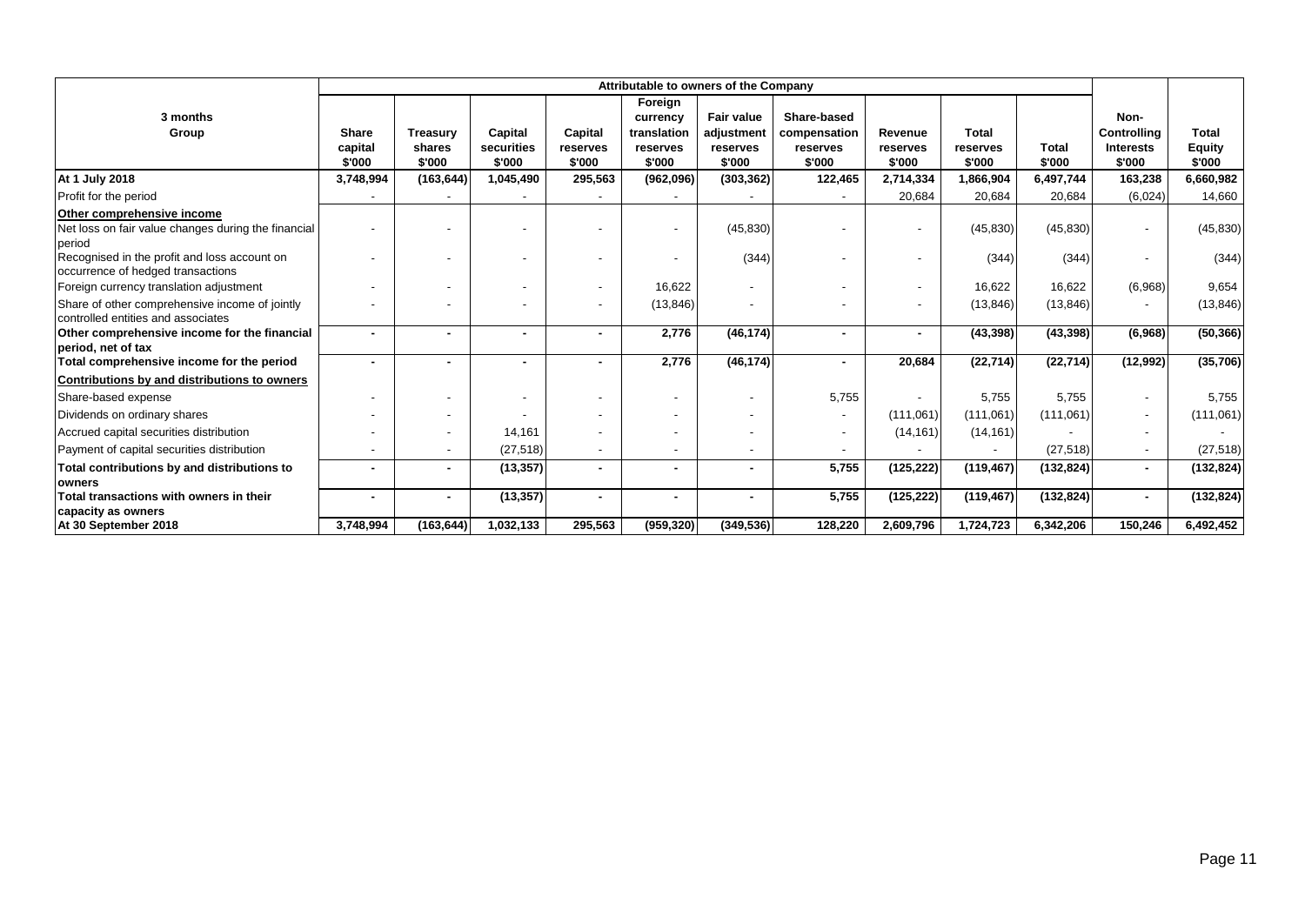| 3 months<br>Group | Attributable to owners of the Company | | | | | | | | | | | |
|---|---|---|---|---|---|---|---|---|---|---|---|---|
| | Share capital $'000 | Treasury shares $'000 | Capital securities $'000 | Capital reserves $'000 | Foreign currency translation reserves $'000 | Fair value adjustment reserves $'000 | Share-based compensation reserves $'000 | Revenue reserves $'000 | Total reserves $'000 | Total $'000 | Non-Controlling Interests $'000 | Total Equity $'000 |
| **At 1 July 2018** | **3,748,994** | **(163,644)** | **1,045,490** | **295,563** | **(962,096)** | **(303,362)** | **122,465** | **2,714,334** | **1,866,904** | **6,497,744** | **163,238** | **6,660,982** |
| Profit for the period | - | - | - | - | - | - | - | 20,684 | 20,684 | 20,684 | (6,024) | 14,660 |
| **Other comprehensive income** | | | | | | | | | | | | |
| Net loss on fair value changes during the financial period | - | - | - | - | - | (45,830) | - | - | (45,830) | (45,830) | - | (45,830) |
| Recognised in the profit and loss account on occurrence of hedged transactions | - | - | - | - | - | (344) | - | - | (344) | (344) | - | (344) |
| Foreign currency translation adjustment | - | - | - | - | 16,622 | - | - | - | 16,622 | 16,622 | (6,968) | 9,654 |
| Share of other comprehensive income of jointly controlled entities and associates | - | - | - | - | (13,846) | - | - | - | (13,846) | (13,846) | - | (13,846) |
| **Other comprehensive income for the financial period, net of tax** | **-** | **-** | **-** | **-** | **2,776** | **(46,174)** | **-** | **-** | **(43,398)** | **(43,398)** | **(6,968)** | **(50,366)** |
| **Total comprehensive income for the period** | **-** | **-** | **-** | **-** | **2,776** | **(46,174)** | **-** | **20,684** | **(22,714)** | **(22,714)** | **(12,992)** | **(35,706)** |
| **Contributions by and distributions to owners** | | | | | | | | | | | | |
| Share-based expense | - | - | - | - | - | - | 5,755 | - | 5,755 | 5,755 | - | 5,755 |
| Dividends on ordinary shares | - | - | - | - | - | - | - | (111,061) | (111,061) | (111,061) | - | (111,061) |
| Accrued capital securities distribution | - | - | 14,161 | - | - | - | - | (14,161) | (14,161) | - | - | - |
| Payment of capital securities distribution | - | - | (27,518) | - | - | - | - | - | - | (27,518) | - | (27,518) |
| **Total contributions by and distributions to owners** | **-** | **-** | **(13,357)** | **-** | **-** | **-** | **5,755** | **(125,222)** | **(119,467)** | **(132,824)** | **-** | **(132,824)** |
| **Total transactions with owners in their capacity as owners** | **-** | **-** | **(13,357)** | **-** | **-** | **-** | **5,755** | **(125,222)** | **(119,467)** | **(132,824)** | **-** | **(132,824)** |
| **At 30 September 2018** | **3,748,994** | **(163,644)** | **1,032,133** | **295,563** | **(959,320)** | **(349,536)** | **128,220** | **2,609,796** | **1,724,723** | **6,342,206** | **150,246** | **6,492,452** |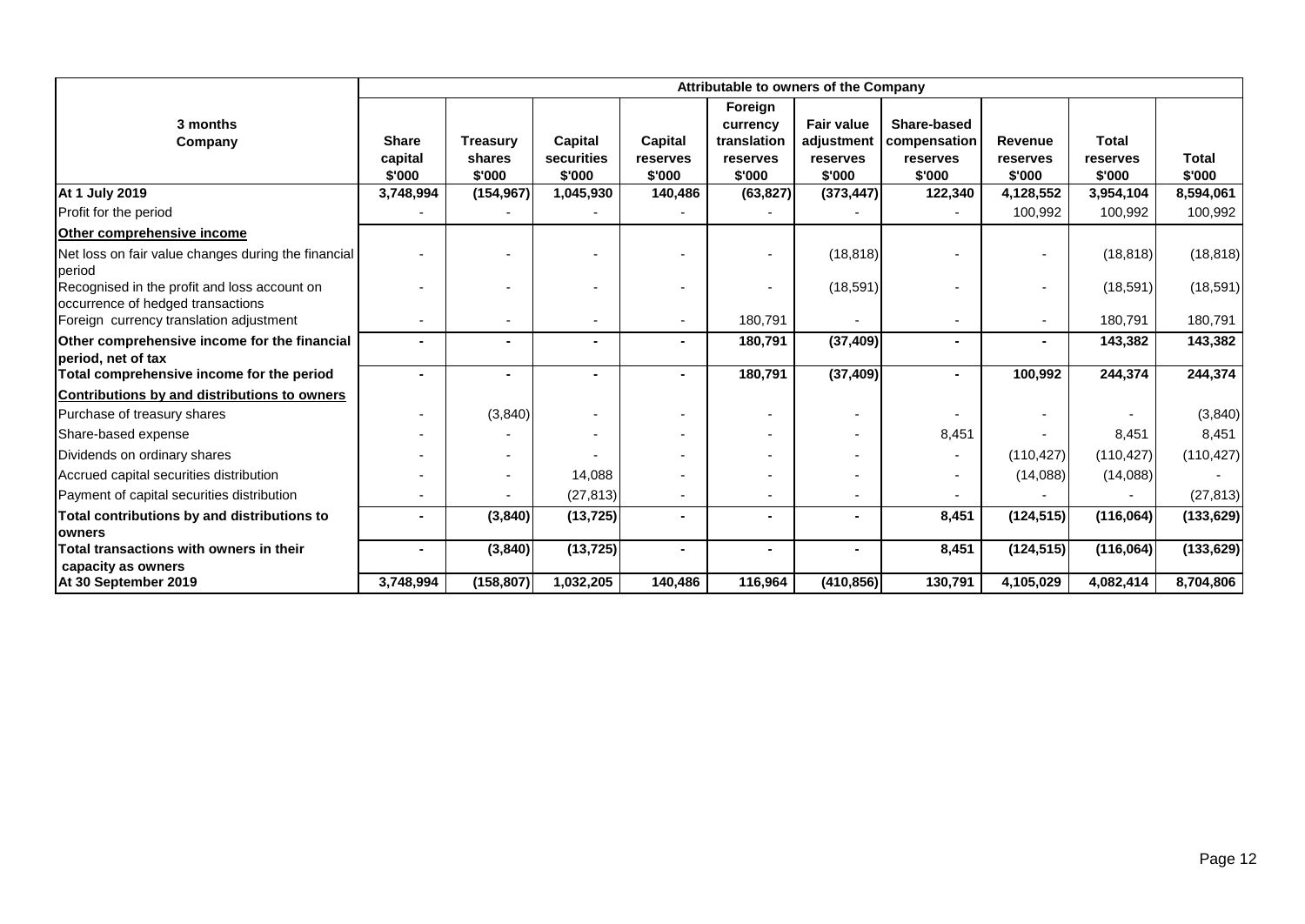| 3 months<br>Company | Attributable to owners of the Company | | | | | | | | | |
|---|---|---|---|---|---|---|---|---|---|---|
| | **Share capital $'000** | **Treasury shares $'000** | **Capital securities $'000** | **Capital reserves $'000** | **Foreign currency translation reserves $'000** | **Fair value adjustment reserves $'000** | **Share-based compensation reserves $'000** | **Revenue reserves $'000** | **Total reserves $'000** | **Total $'000** |
| **At 1 July 2019** | **3,748,994** | **(154,967)** | **1,045,930** | **140,486** | **(63,827)** | **(373,447)** | **122,340** | **4,128,552** | **3,954,104** | **8,594,061** |
| Profit for the period | - | - | - | - | - | - | - | 100,992 | 100,992 | 100,992 |
| **Other comprehensive income** | | | | | | | | | | |
| Net loss on fair value changes during the financial period | - | - | - | - | - | (18,818) | - | - | (18,818) | (18,818) |
| Recognised in the profit and loss account on occurrence of hedged transactions | - | - | - | - | - | (18,591) | - | - | (18,591) | (18,591) |
| Foreign currency translation adjustment | - | - | - | - | 180,791 | - | - | - | 180,791 | 180,791 |
| **Other comprehensive income for the financial period, net of tax** | **-** | **-** | **-** | **-** | **180,791** | **(37,409)** | **-** | **-** | **143,382** | **143,382** |
| **Total comprehensive income for the period** | **-** | **-** | **-** | **-** | **180,791** | **(37,409)** | **-** | **100,992** | **244,374** | **244,374** |
| **Contributions by and distributions to owners** | | | | | | | | | | |
| Purchase of treasury shares | - | (3,840) | - | - | - | - | - | - | - | (3,840) |
| Share-based expense | - | - | - | - | - | - | 8,451 | - | 8,451 | 8,451 |
| Dividends on ordinary shares | - | - | - | - | - | - | - | (110,427) | (110,427) | (110,427) |
| Accrued capital securities distribution | - | - | 14,088 | - | - | - | - | (14,088) | (14,088) | - |
| Payment of capital securities distribution | - | - | (27,813) | - | - | - | - | - | - | (27,813) |
| **Total contributions by and distributions to owners** | **-** | **(3,840)** | **(13,725)** | **-** | **-** | **-** | **8,451** | **(124,515)** | **(116,064)** | **(133,629)** |
| **Total transactions with owners in their capacity as owners** | **-** | **(3,840)** | **(13,725)** | **-** | **-** | **-** | **8,451** | **(124,515)** | **(116,064)** | **(133,629)** |
| **At 30 September 2019** | **3,748,994** | **(158,807)** | **1,032,205** | **140,486** | **116,964** | **(410,856)** | **130,791** | **4,105,029** | **4,082,414** | **8,704,806** |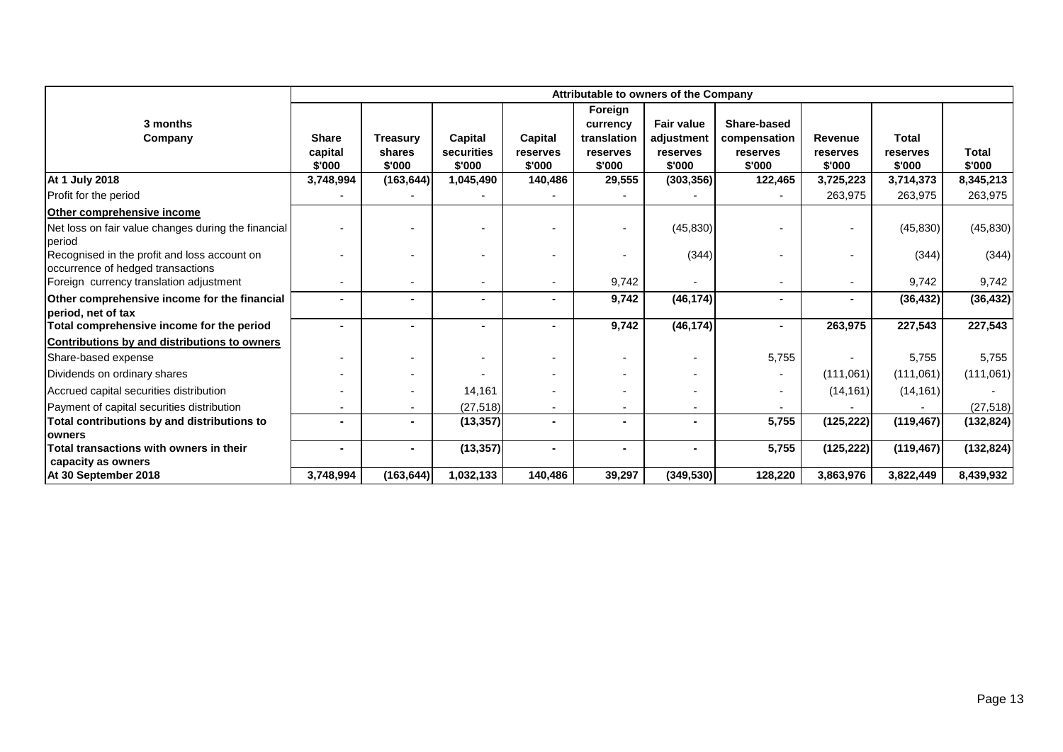| 3 months<br>Company | Attributable to owners of the Company | | | | | | | | | |
|---|---|---|---|---|---|---|---|---|---|---|
| | Share capital<br>$'000 | Treasury shares<br>$'000 | Capital securities<br>$'000 | Capital reserves<br>$'000 | Foreign currency translation reserves<br>$'000 | Fair value adjustment reserves<br>$'000 | Share-based compensation reserves<br>$'000 | Revenue reserves<br>$'000 | Total reserves<br>$'000 | Total<br>$'000 |
| **At 1 July 2018** | **3,748,994** | **(163,644)** | **1,045,490** | **140,486** | **29,555** | **(303,356)** | **122,465** | **3,725,223** | **3,714,373** | **8,345,213** |
| Profit for the period | - | - | - | - | - | - | - | 263,975 | 263,975 | 263,975 |
| **Other comprehensive income** | | | | | | | | | | |
| Net loss on fair value changes during the financial period | - | - | - | - | - | (45,830) | - | - | (45,830) | (45,830) |
| Recognised in the profit and loss account on occurrence of hedged transactions | - | - | - | - | - | (344) | - | - | (344) | (344) |
| Foreign currency translation adjustment | - | - | - | - | 9,742 | - | - | - | 9,742 | 9,742 |
| **Other comprehensive income for the financial period, net of tax** | **-** | **-** | **-** | **-** | **9,742** | **(46,174)** | **-** | **-** | **(36,432)** | **(36,432)** |
| **Total comprehensive income for the period** | **-** | **-** | **-** | **-** | **9,742** | **(46,174)** | **-** | **263,975** | **227,543** | **227,543** |
| **Contributions by and distributions to owners** | | | | | | | | | | |
| Share-based expense | - | - | - | - | - | - | 5,755 | - | 5,755 | 5,755 |
| Dividends on ordinary shares | - | - | - | - | - | - | - | (111,061) | (111,061) | (111,061) |
| Accrued capital securities distribution | - | - | 14,161 | - | - | - | - | (14,161) | (14,161) | - |
| Payment of capital securities distribution | - | - | (27,518) | - | - | - | - | - | - | (27,518) |
| **Total contributions by and distributions to owners** | **-** | **-** | **(13,357)** | **-** | **-** | **-** | **5,755** | **(125,222)** | **(119,467)** | **(132,824)** |
| **Total transactions with owners in their capacity as owners** | **-** | **-** | **(13,357)** | **-** | **-** | **-** | **5,755** | **(125,222)** | **(119,467)** | **(132,824)** |
| **At 30 September 2018** | **3,748,994** | **(163,644)** | **1,032,133** | **140,486** | **39,297** | **(349,530)** | **128,220** | **3,863,976** | **3,822,449** | **8,439,932** |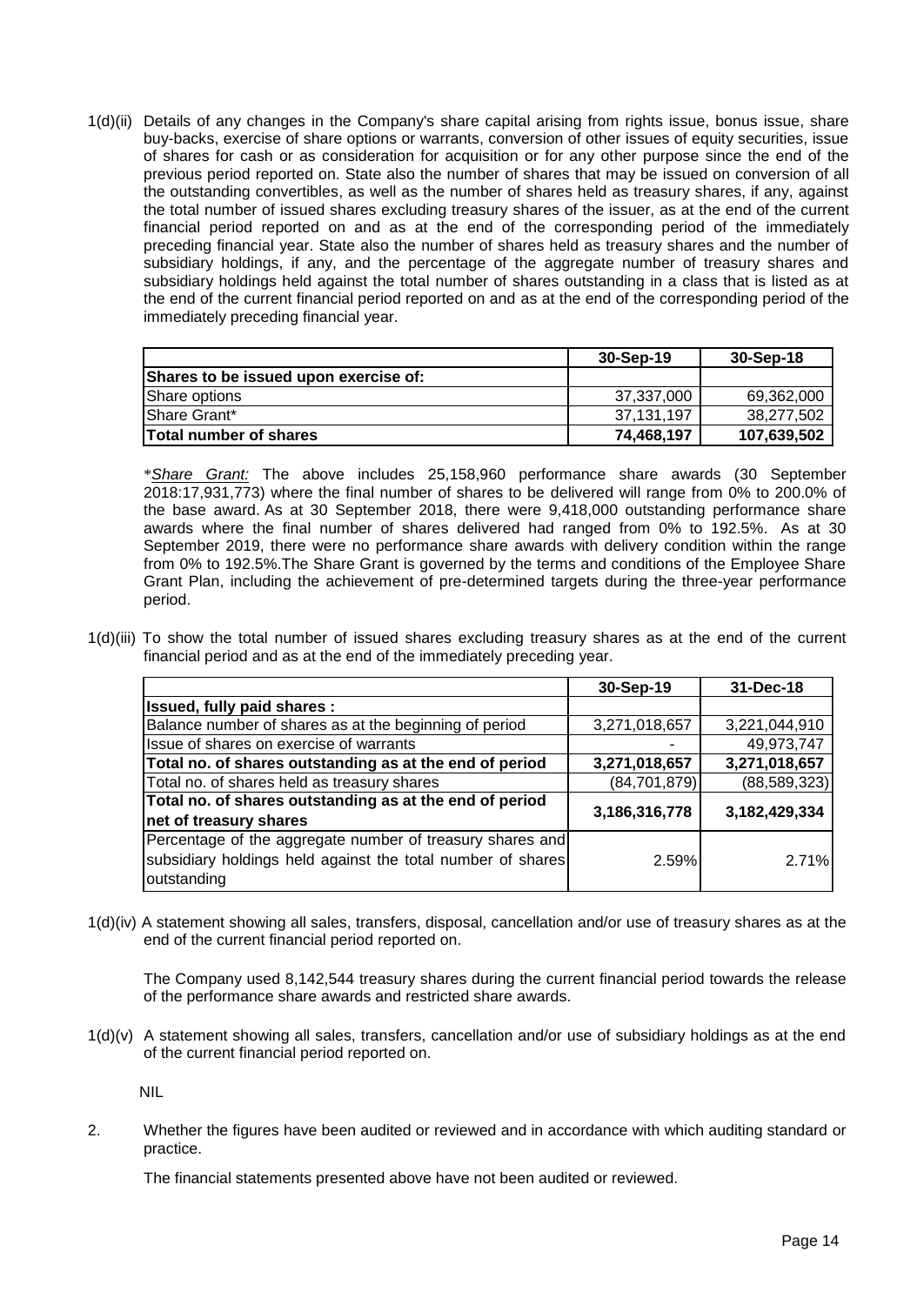1(d)(ii) Details of any changes in the Company's share capital arising from rights issue, bonus issue, share buy-backs, exercise of share options or warrants, conversion of other issues of equity securities, issue of shares for cash or as consideration for acquisition or for any other purpose since the end of the previous period reported on. State also the number of shares that may be issued on conversion of all the outstanding convertibles, as well as the number of shares held as treasury shares, if any, against the total number of issued shares excluding treasury shares of the issuer, as at the end of the current financial period reported on and as at the end of the corresponding period of the immediately preceding financial year. State also the number of shares held as treasury shares and the number of subsidiary holdings, if any, and the percentage of the aggregate number of treasury shares and subsidiary holdings held against the total number of shares outstanding in a class that is listed as at the end of the current financial period reported on and as at the end of the corresponding period of the immediately preceding financial year.

| | 30-Sep-19 | 30-Sep-18 |
|---|---|---|
| **Shares to be issued upon exercise of:** | | |
| Share options | 37,337,000 | 69,362,000 |
| Share Grant* | 37,131,197 | 38,277,502 |
| **Total number of shares** | **74,468,197** | **107,639,502** |

**Share Grant:* The above includes 25,158,960 performance share awards (30 September 2018:17,931,773) where the final number of shares to be delivered will range from 0% to 200.0% of the base award. As at 30 September 2018, there were 9,418,000 outstanding performance share awards where the final number of shares delivered had ranged from 0% to 192.5%. As at 30 September 2019, there were no performance share awards with delivery condition within the range from 0% to 192.5%.The Share Grant is governed by the terms and conditions of the Employee Share Grant Plan, including the achievement of pre-determined targets during the three-year performance period.

1(d)(iii) To show the total number of issued shares excluding treasury shares as at the end of the current financial period and as at the end of the immediately preceding year.

| | 30-Sep-19 | 31-Dec-18 |
|---|---|---|
| **Issued, fully paid shares :** | | |
| Balance number of shares as at the beginning of period | 3,271,018,657 | 3,221,044,910 |
| Issue of shares on exercise of warrants | - | 49,973,747 |
| **Total no. of shares outstanding as at the end of period** | **3,271,018,657** | **3,271,018,657** |
| Total no. of shares held as treasury shares | (84,701,879) | (88,589,323) |
| **Total no. of shares outstanding as at the end of period net of treasury shares** | **3,186,316,778** | **3,182,429,334** |
| Percentage of the aggregate number of treasury shares and subsidiary holdings held against the total number of shares outstanding | 2.59% | 2.71% |

1(d)(iv) A statement showing all sales, transfers, disposal, cancellation and/or use of treasury shares as at the end of the current financial period reported on.

The Company used 8,142,544 treasury shares during the current financial period towards the release of the performance share awards and restricted share awards.

1(d)(v) A statement showing all sales, transfers, cancellation and/or use of subsidiary holdings as at the end of the current financial period reported on.

NIL

2. Whether the figures have been audited or reviewed and in accordance with which auditing standard or practice.

The financial statements presented above have not been audited or reviewed.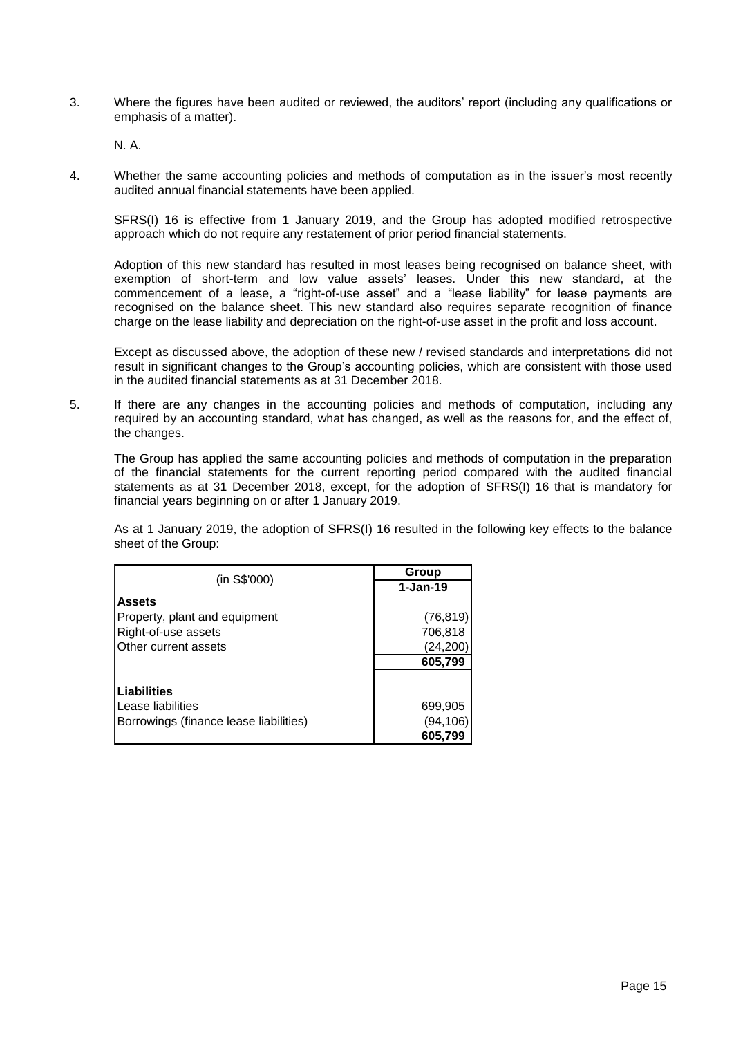3. Where the figures have been audited or reviewed, the auditors' report (including any qualifications or emphasis of a matter).

   N. A.

4. Whether the same accounting policies and methods of computation as in the issuer's most recently audited annual financial statements have been applied.

   SFRS(I) 16 is effective from 1 January 2019, and the Group has adopted modified retrospective approach which do not require any restatement of prior period financial statements.

   Adoption of this new standard has resulted in most leases being recognised on balance sheet, with exemption of short-term and low value assets' leases. Under this new standard, at the commencement of a lease, a "right-of-use asset" and a "lease liability" for lease payments are recognised on the balance sheet. This new standard also requires separate recognition of finance charge on the lease liability and depreciation on the right-of-use asset in the profit and loss account.

   Except as discussed above, the adoption of these new / revised standards and interpretations did not result in significant changes to the Group's accounting policies, which are consistent with those used in the audited financial statements as at 31 December 2018.

5. If there are any changes in the accounting policies and methods of computation, including any required by an accounting standard, what has changed, as well as the reasons for, and the effect of, the changes.

   The Group has applied the same accounting policies and methods of computation in the preparation of the financial statements for the current reporting period compared with the audited financial statements as at 31 December 2018, except, for the adoption of SFRS(I) 16 that is mandatory for financial years beginning on or after 1 January 2019.

   As at 1 January 2019, the adoption of SFRS(I) 16 resulted in the following key effects to the balance sheet of the Group:

| (in S$'000) | Group |
|---|---|
| | **1-Jan-19** |
| **Assets** | |
| Property, plant and equipment | (76,819) |
| Right-of-use assets | 706,818 |
| Other current assets | (24,200) |
| | **605,799** |
| **Liabilities** | |
| Lease liabilities | 699,905 |
| Borrowings (finance lease liabilities) | (94,106) |
| | **605,799** |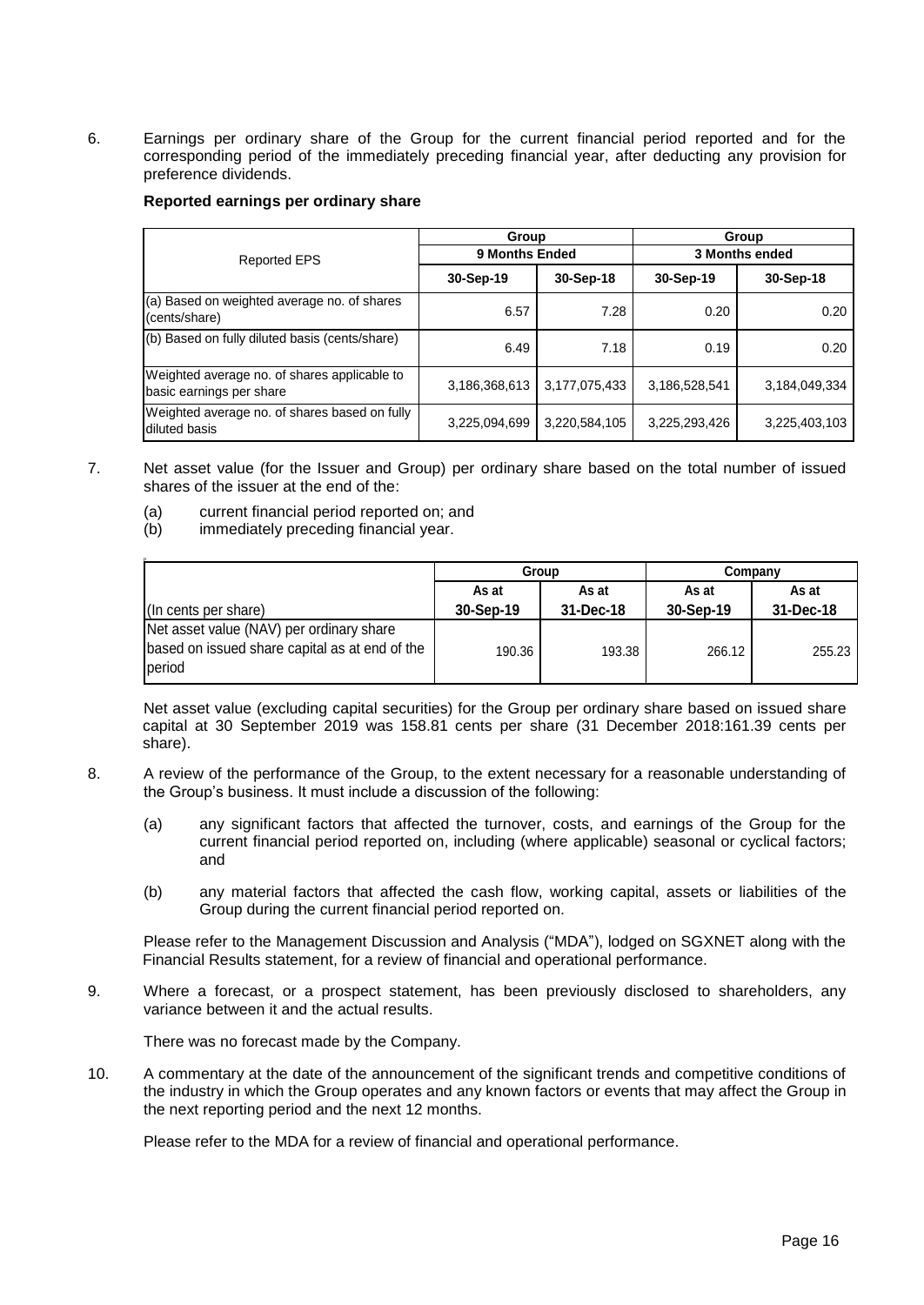6. Earnings per ordinary share of the Group for the current financial period reported and for the corresponding period of the immediately preceding financial year, after deducting any provision for preference dividends.

**Reported earnings per ordinary share**

| Reported EPS | Group | | Group | |
|---|---|---|---|---|
| | 9 Months Ended | | 3 Months ended | |
| | 30-Sep-19 | 30-Sep-18 | 30-Sep-19 | 30-Sep-18 |
| (a) Based on weighted average no. of shares (cents/share) | 6.57 | 7.28 | 0.20 | 0.20 |
| (b) Based on fully diluted basis (cents/share) | 6.49 | 7.18 | 0.19 | 0.20 |
| Weighted average no. of shares applicable to basic earnings per share | 3,186,368,613 | 3,177,075,433 | 3,186,528,541 | 3,184,049,334 |
| Weighted average no. of shares based on fully diluted basis | 3,225,094,699 | 3,220,584,105 | 3,225,293,426 | 3,225,403,103 |

7. Net asset value (for the Issuer and Group) per ordinary share based on the total number of issued shares of the issuer at the end of the:

   (a) current financial period reported on; and
   (b) immediately preceding financial year.

| | Group | | Company | |
|---|---|---|---|---|
| | As at | As at | As at | As at |
| (In cents per share) | 30-Sep-19 | 31-Dec-18 | 30-Sep-19 | 31-Dec-18 |
| Net asset value (NAV) per ordinary share based on issued share capital as at end of the period | 190.36 | 193.38 | 266.12 | 255.23 |

Net asset value (excluding capital securities) for the Group per ordinary share based on issued share capital at 30 September 2019 was 158.81 cents per share (31 December 2018:161.39 cents per share).

8. A review of the performance of the Group, to the extent necessary for a reasonable understanding of the Group's business. It must include a discussion of the following:

   (a) any significant factors that affected the turnover, costs, and earnings of the Group for the current financial period reported on, including (where applicable) seasonal or cyclical factors; and

   (b) any material factors that affected the cash flow, working capital, assets or liabilities of the Group during the current financial period reported on.

Please refer to the Management Discussion and Analysis ("MDA"), lodged on SGXNET along with the Financial Results statement, for a review of financial and operational performance.

9. Where a forecast, or a prospect statement, has been previously disclosed to shareholders, any variance between it and the actual results.

There was no forecast made by the Company.

10. A commentary at the date of the announcement of the significant trends and competitive conditions of the industry in which the Group operates and any known factors or events that may affect the Group in the next reporting period and the next 12 months.

Please refer to the MDA for a review of financial and operational performance.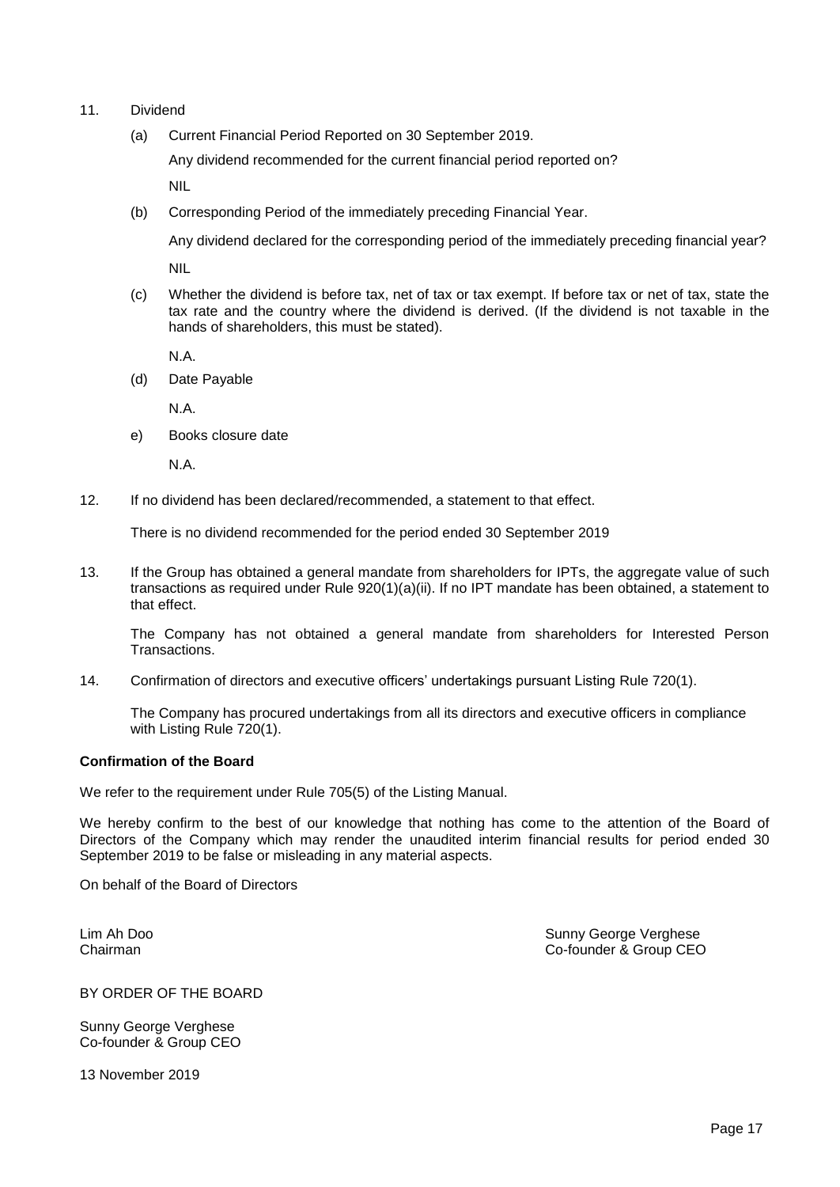11. Dividend

    (a) Current Financial Period Reported on 30 September 2019.

    Any dividend recommended for the current financial period reported on?

    NIL

    (b) Corresponding Period of the immediately preceding Financial Year.

    Any dividend declared for the corresponding period of the immediately preceding financial year?

    NIL

    (c) Whether the dividend is before tax, net of tax or tax exempt. If before tax or net of tax, state the tax rate and the country where the dividend is derived. (If the dividend is not taxable in the hands of shareholders, this must be stated).

    N.A.

    (d) Date Payable

    N.A.

    e) Books closure date

    N.A.

12. If no dividend has been declared/recommended, a statement to that effect.

    There is no dividend recommended for the period ended 30 September 2019

13. If the Group has obtained a general mandate from shareholders for IPTs, the aggregate value of such transactions as required under Rule 920(1)(a)(ii). If no IPT mandate has been obtained, a statement to that effect.

    The Company has not obtained a general mandate from shareholders for Interested Person Transactions.

14. Confirmation of directors and executive officers' undertakings pursuant Listing Rule 720(1).

    The Company has procured undertakings from all its directors and executive officers in compliance with Listing Rule 720(1).

**Confirmation of the Board**

We refer to the requirement under Rule 705(5) of the Listing Manual.

We hereby confirm to the best of our knowledge that nothing has come to the attention of the Board of Directors of the Company which may render the unaudited interim financial results for period ended 30 September 2019 to be false or misleading in any material aspects.

On behalf of the Board of Directors

Lim Ah Doo
Chairman

Sunny George Verghese
Co-founder & Group CEO

BY ORDER OF THE BOARD

Sunny George Verghese
Co-founder & Group CEO

13 November 2019